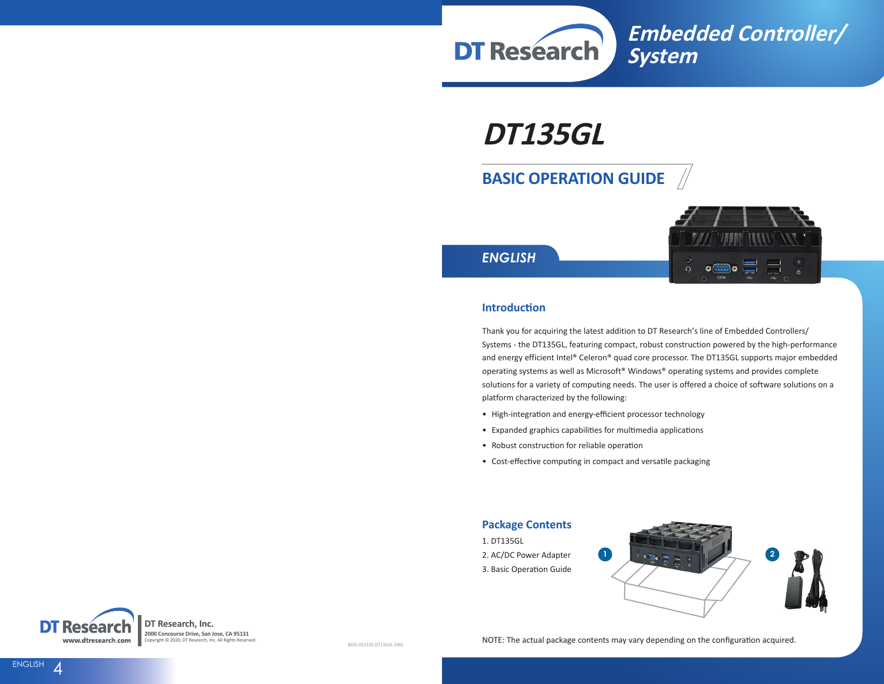# Embedded Controller/ System

# DT135GL

## BASIC OPERATION GUIDE

### ENGLISH

### Introduction

Thank you for acquiring the latest addition to DT Research's line of Embedded Controllers/ Systems - the DT135GL, featuring compact, robust construction powered by the high-performance and energy efficient Intel® Celeron® quad core processor. The DT135GL supports major embedded operating systems as well as Microsoft® Windows® operating systems and provides complete solutions for a variety of computing needs. The user is offered a choice of software solutions on a platform characterized by the following:

- High-integration and energy-efficient processor technology
- Expanded graphics capabilities for multimedia applications
- Robust construction for reliable operation
- Cost-effective computing in compact and versatile packaging

### Package Contents

1. DT135GL
2. AC/DC Power Adapter
3. Basic Operation Guide

NOTE: The actual package contents may vary depending on the configuration acquired.

**DT Research, Inc.**
**2000 Concourse Drive, San Jose, CA 95131**
Copyright © 2020, DT Research, Inc. All Rights Reserved.

www.dtresearch.com

BOG 031320 DT135GL ENG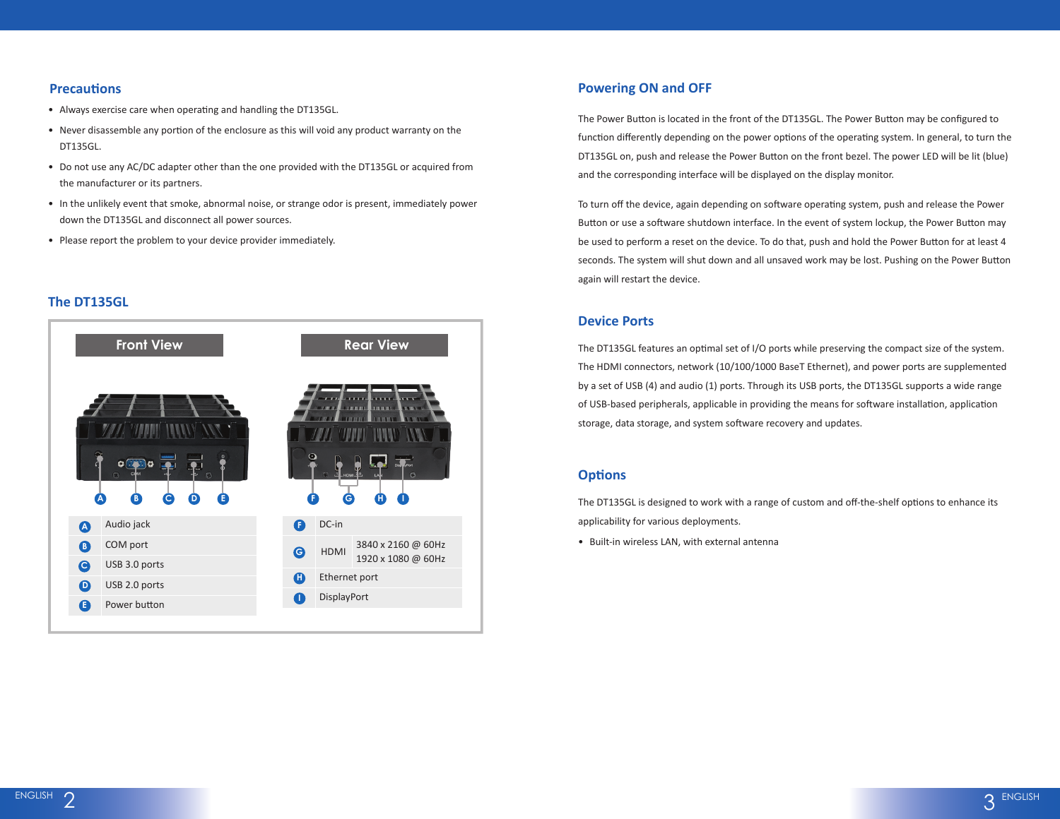## Precautions

- Always exercise care when operating and handling the DT135GL.
- Never disassemble any portion of the enclosure as this will void any product warranty on the DT135GL.
- Do not use any AC/DC adapter other than the one provided with the DT135GL or acquired from the manufacturer or its partners.
- In the unlikely event that smoke, abnormal noise, or strange odor is present, immediately power down the DT135GL and disconnect all power sources.
- Please report the problem to your device provider immediately.

## The DT135GL

**Front View**

| | |
|---|---|
| A | Audio jack |
| B | COM port |
| C | USB 3.0 ports |
| D | USB 2.0 ports |
| E | Power button |

**Rear View**

| | | |
|---|---|---|
| F | DC-in | |
| G | HDMI | 3840 x 2160 @ 60Hz<br>1920 x 1080 @ 60Hz |
| H | Ethernet port | |
| I | DisplayPort | |

## Powering ON and OFF

The Power Button is located in the front of the DT135GL. The Power Button may be configured to function differently depending on the power options of the operating system. In general, to turn the DT135GL on, push and release the Power Button on the front bezel. The power LED will be lit (blue) and the corresponding interface will be displayed on the display monitor.

To turn off the device, again depending on software operating system, push and release the Power Button or use a software shutdown interface. In the event of system lockup, the Power Button may be used to perform a reset on the device. To do that, push and hold the Power Button for at least 4 seconds. The system will shut down and all unsaved work may be lost. Pushing on the Power Button again will restart the device.

## Device Ports

The DT135GL features an optimal set of I/O ports while preserving the compact size of the system. The HDMI connectors, network (10/100/1000 BaseT Ethernet), and power ports are supplemented by a set of USB (4) and audio (1) ports. Through its USB ports, the DT135GL supports a wide range of USB-based peripherals, applicable in providing the means for software installation, application storage, data storage, and system software recovery and updates.

## Options

The DT135GL is designed to work with a range of custom and off-the-shelf options to enhance its applicability for various deployments.

- Built-in wireless LAN, with external antenna